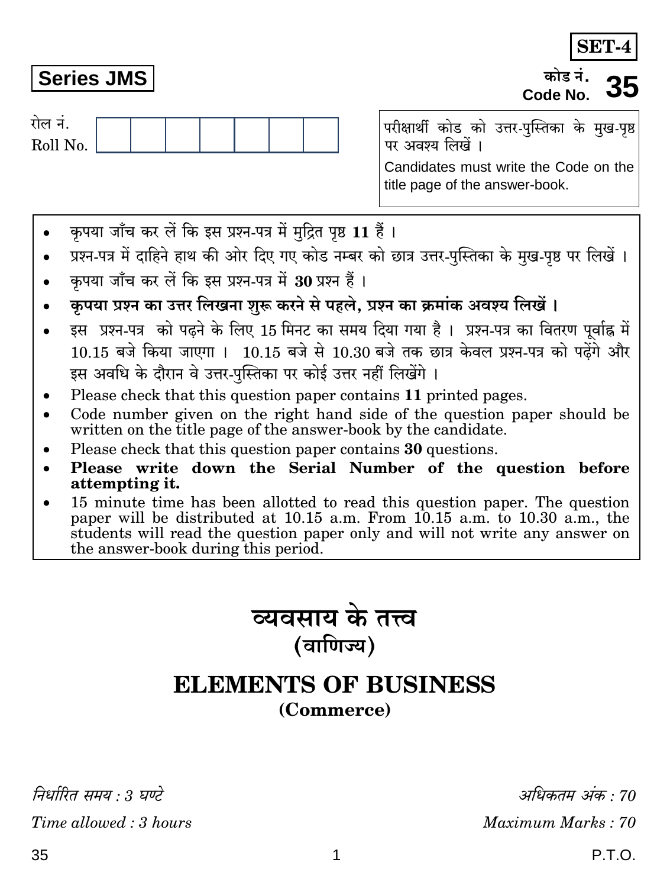**SET-4**

**Series JMS**

कोड नं.
Code No. **35**

रोल नं.
Roll No. | | | | | | | |

परीक्षार्थी कोड को उत्तर-पुस्तिका के मुख-पृष्ठ पर अवश्य लिखें ।

Candidates must write the Code on the title page of the answer-book.

- कृपया जाँच कर लें कि इस प्रश्न-पत्र में मुद्रित पृष्ठ **11** हैं ।
- प्रश्न-पत्र में दाहिने हाथ की ओर दिए गए कोड नम्बर को छात्र उत्तर-पुस्तिका के मुख-पृष्ठ पर लिखें ।
- कृपया जाँच कर लें कि इस प्रश्न-पत्र में **30** प्रश्न हैं ।
- **कृपया प्रश्न का उत्तर लिखना शुरू करने से पहले, प्रश्न का क्रमांक अवश्य लिखें ।**
- इस प्रश्न-पत्र को पढ़ने के लिए 15 मिनट का समय दिया गया है । प्रश्न-पत्र का वितरण पूर्वाह्न में 10.15 बजे किया जाएगा । 10.15 बजे से 10.30 बजे तक छात्र केवल प्रश्न-पत्र को पढ़ेंगे और इस अवधि के दौरान वे उत्तर-पुस्तिका पर कोई उत्तर नहीं लिखेंगे ।
- Please check that this question paper contains **11** printed pages.
- Code number given on the right hand side of the question paper should be written on the title page of the answer-book by the candidate.
- Please check that this question paper contains **30** questions.
- **Please write down the Serial Number of the question before attempting it.**
- 15 minute time has been allotted to read this question paper. The question paper will be distributed at 10.15 a.m. From 10.15 a.m. to 10.30 a.m., the students will read the question paper only and will not write any answer on the answer-book during this period.

# व्यवसाय के तत्त्व
## (वाणिज्य)

# ELEMENTS OF BUSINESS
## (Commerce)

*निर्धारित समय : 3 घण्टे* | *अधिकतम अंक : 70*

*Time allowed : 3 hours* | *Maximum Marks : 70*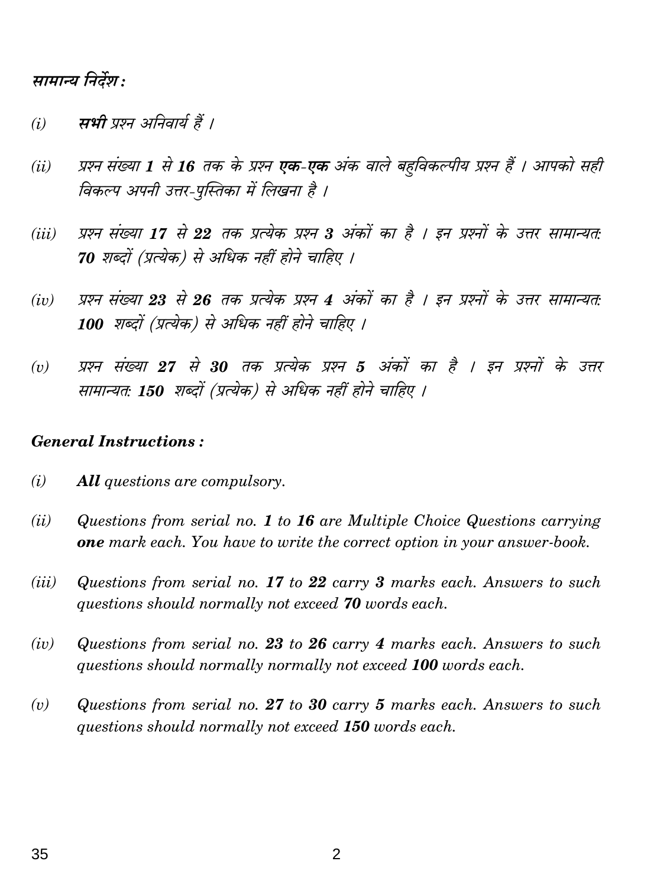***सामान्य निर्देश :***

*(i)* ***सभी*** *प्रश्न अनिवार्य हैं ।*

*(ii)* *प्रश्न संख्या* ***1*** *से* ***16*** *तक के प्रश्न* ***एक-एक*** *अंक वाले बहुविकल्पीय प्रश्न हैं । आपको सही विकल्प अपनी उत्तर-पुस्तिका में लिखना है ।*

*(iii)* *प्रश्न संख्या* ***17*** *से* ***22*** *तक प्रत्येक प्रश्न* ***3*** *अंकों का है । इन प्रश्नों के उत्तर सामान्यतः* ***70*** *शब्दों (प्रत्येक) से अधिक नहीं होने चाहिए ।*

*(iv)* *प्रश्न संख्या* ***23*** *से* ***26*** *तक प्रत्येक प्रश्न* ***4*** *अंकों का है । इन प्रश्नों के उत्तर सामान्यतः* ***100*** *शब्दों (प्रत्येक) से अधिक नहीं होने चाहिए ।*

*(v)* *प्रश्न संख्या* ***27*** *से* ***30*** *तक प्रत्येक प्रश्न* ***5*** *अंकों का है । इन प्रश्नों के उत्तर सामान्यतः* ***150*** *शब्दों (प्रत्येक) से अधिक नहीं होने चाहिए ।*

***General Instructions :***

*(i)* ***All*** *questions are compulsory.*

*(ii)* *Questions from serial no.* ***1*** *to* ***16*** *are Multiple Choice Questions carrying* ***one*** *mark each. You have to write the correct option in your answer-book.*

*(iii)* *Questions from serial no.* ***17*** *to* ***22*** *carry* ***3*** *marks each. Answers to such questions should normally not exceed* ***70*** *words each.*

*(iv)* *Questions from serial no.* ***23*** *to* ***26*** *carry* ***4*** *marks each. Answers to such questions should normally normally not exceed* ***100*** *words each.*

*(v)* *Questions from serial no.* ***27*** *to* ***30*** *carry* ***5*** *marks each. Answers to such questions should normally not exceed* ***150*** *words each.*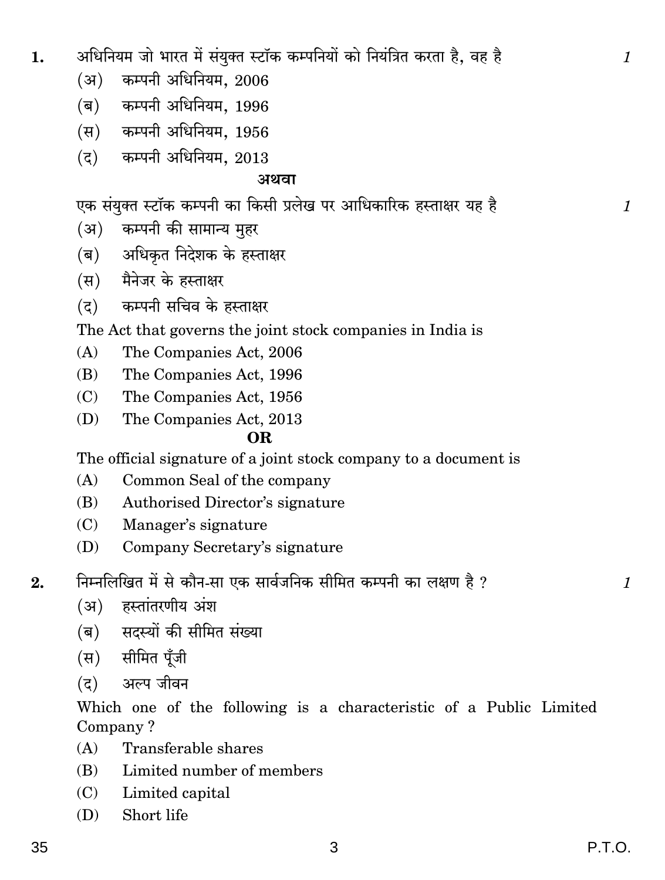**1.** अधिनियम जो भारत में संयुक्त स्टॉक कम्पनियों को नियंत्रित करता है, वह है *1*

(अ) कम्पनी अधिनियम, 2006

(ब) कम्पनी अधिनियम, 1996

(स) कम्पनी अधिनियम, 1956

(द) कम्पनी अधिनियम, 2013

**अथवा**

एक संयुक्त स्टॉक कम्पनी का किसी प्रलेख पर आधिकारिक हस्ताक्षर यह है *1*

(अ) कम्पनी की सामान्य मुहर

(ब) अधिकृत निदेशक के हस्ताक्षर

(स) मैनेजर के हस्ताक्षर

(द) कम्पनी सचिव के हस्ताक्षर

The Act that governs the joint stock companies in India is

(A) The Companies Act, 2006

(B) The Companies Act, 1996

(C) The Companies Act, 1956

(D) The Companies Act, 2013

**OR**

The official signature of a joint stock company to a document is

(A) Common Seal of the company

(B) Authorised Director's signature

(C) Manager's signature

(D) Company Secretary's signature

**2.** निम्नलिखित में से कौन-सा एक सार्वजनिक सीमित कम्पनी का लक्षण है ? *1*

(अ) हस्तांतरणीय अंश

(ब) सदस्यों की सीमित संख्या

(स) सीमित पूँजी

(द) अल्प जीवन

Which one of the following is a characteristic of a Public Limited Company ?

(A) Transferable shares

(B) Limited number of members

(C) Limited capital

(D) Short life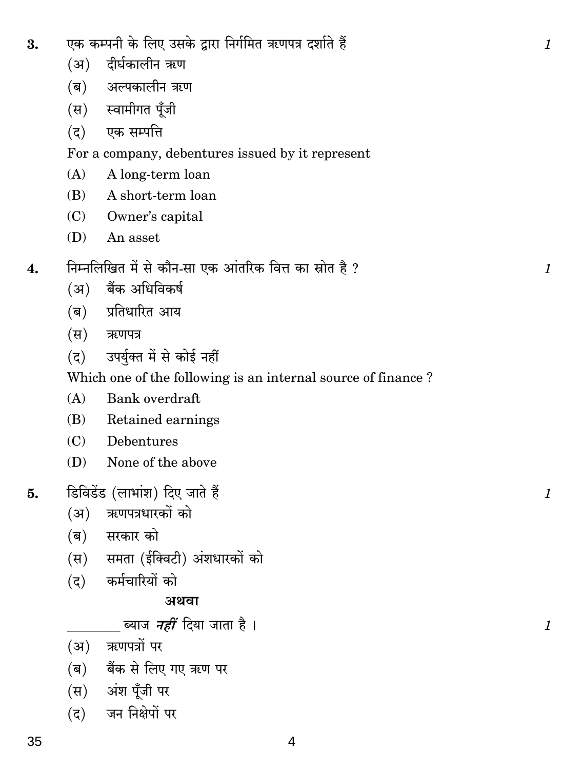3. एक कम्पनी के लिए उसके द्वारा निर्गमित ऋणपत्र दर्शाते हैं *1*

(अ) दीर्घकालीन ऋण

(ब) अल्पकालीन ऋण

(स) स्वामीगत पूँजी

(द) एक सम्पत्ति

For a company, debentures issued by it represent

(A) A long-term loan

(B) A short-term loan

(C) Owner's capital

(D) An asset

4. निम्नलिखित में से कौन-सा एक आंतरिक वित्त का स्रोत है ? *1*

(अ) बैंक अधिविकर्ष

(ब) प्रतिधारित आय

(स) ऋणपत्र

(द) उपर्युक्त में से कोई नहीं

Which one of the following is an internal source of finance ?

(A) Bank overdraft

(B) Retained earnings

(C) Debentures

(D) None of the above

5. डिविडेंड (लाभांश) दिए जाते हैं *1*

(अ) ऋणपत्रधारकों को

(ब) सरकार को

(स) समता (ईक्विटी) अंशधारकों को

(द) कर्मचारियों को

**अथवा**

________ ब्याज ***नहीं*** दिया जाता है । *1*

(अ) ऋणपत्रों पर

(ब) बैंक से लिए गए ऋण पर

(स) अंश पूँजी पर

(द) जन निक्षेपों पर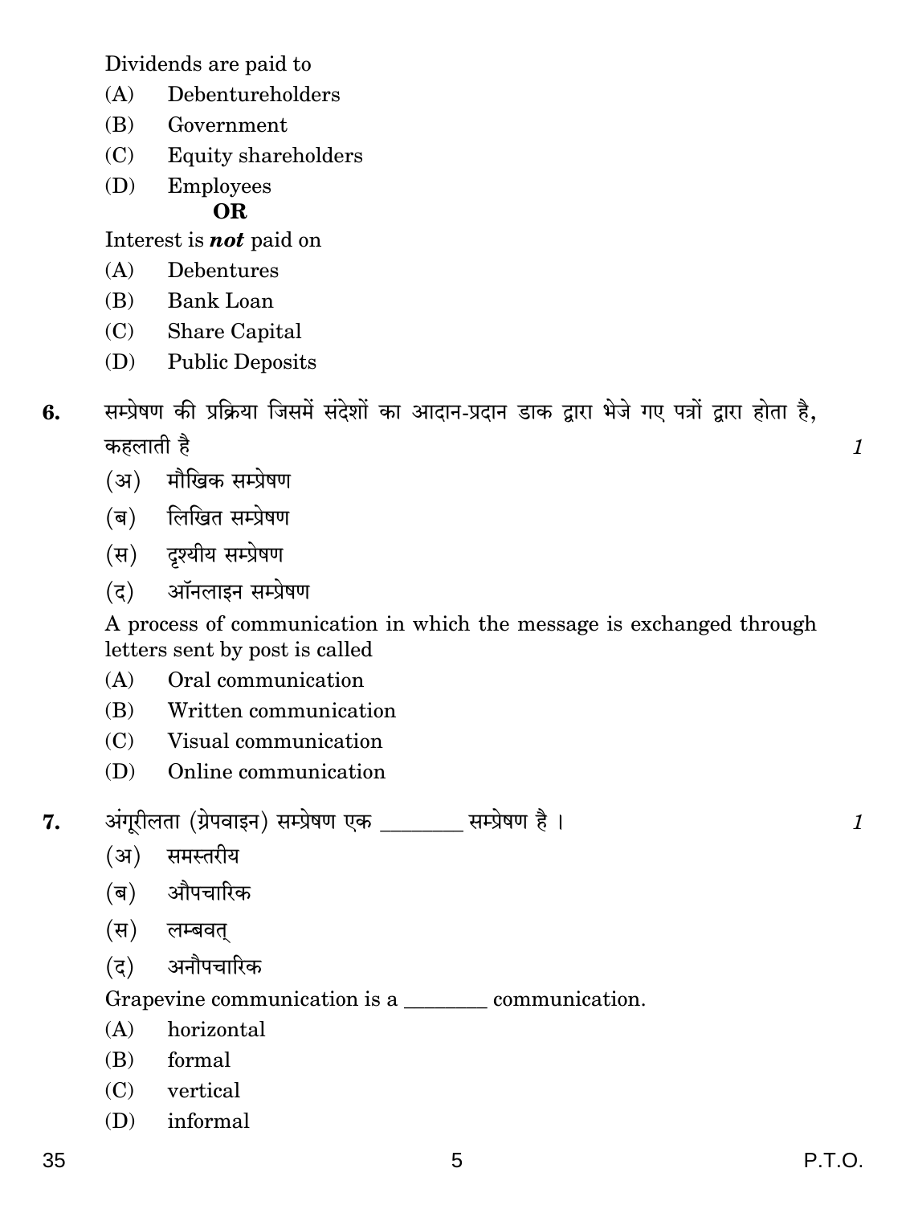Dividends are paid to

(A) Debentureholders
(B) Government
(C) Equity shareholders
(D) Employees

**OR**

Interest is ***not*** paid on

(A) Debentures
(B) Bank Loan
(C) Share Capital
(D) Public Deposits

**6.** सम्प्रेषण की प्रक्रिया जिसमें संदेशों का आदान-प्रदान डाक द्वारा भेजे गए पत्रों द्वारा होता है, कहलाती है *1*

(अ) मौखिक सम्प्रेषण
(ब) लिखित सम्प्रेषण
(स) दृश्यीय सम्प्रेषण
(द) ऑनलाइन सम्प्रेषण

A process of communication in which the message is exchanged through letters sent by post is called

(A) Oral communication
(B) Written communication
(C) Visual communication
(D) Online communication

**7.** अंगूरीलता (ग्रेपवाइन) सम्प्रेषण एक ________ सम्प्रेषण है। *1*

(अ) समस्तरीय
(ब) औपचारिक
(स) लम्बवत्
(द) अनौपचारिक

Grapevine communication is a ________ communication.

(A) horizontal
(B) formal
(C) vertical
(D) informal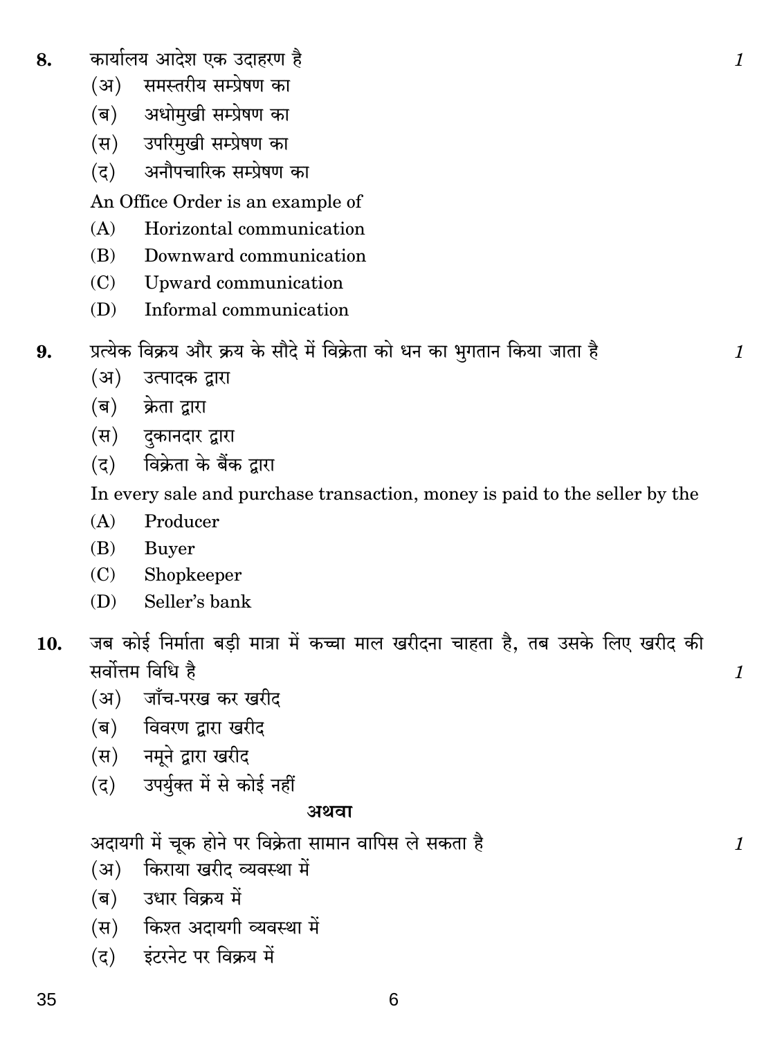8. कार्यालय आदेश एक उदाहरण है 1

(अ) समस्तरीय सम्प्रेषण का
(ब) अधोमुखी सम्प्रेषण का
(स) उपरिमुखी सम्प्रेषण का
(द) अनौपचारिक सम्प्रेषण का

An Office Order is an example of

(A) Horizontal communication
(B) Downward communication
(C) Upward communication
(D) Informal communication

9. प्रत्येक विक्रय और क्रय के सौदे में विक्रेता को धन का भुगतान किया जाता है 1

(अ) उत्पादक द्वारा
(ब) क्रेता द्वारा
(स) दुकानदार द्वारा
(द) विक्रेता के बैंक द्वारा

In every sale and purchase transaction, money is paid to the seller by the

(A) Producer
(B) Buyer
(C) Shopkeeper
(D) Seller's bank

10. जब कोई निर्माता बड़ी मात्रा में कच्चा माल खरीदना चाहता है, तब उसके लिए खरीद की सर्वोत्तम विधि है 1

(अ) जाँच-परख कर खरीद
(ब) विवरण द्वारा खरीद
(स) नमूने द्वारा खरीद
(द) उपर्युक्त में से कोई नहीं

**अथवा**

अदायगी में चूक होने पर विक्रेता सामान वापिस ले सकता है 1

(अ) किराया खरीद व्यवस्था में
(ब) उधार विक्रय में
(स) किश्त अदायगी व्यवस्था में
(द) इंटरनेट पर विक्रय में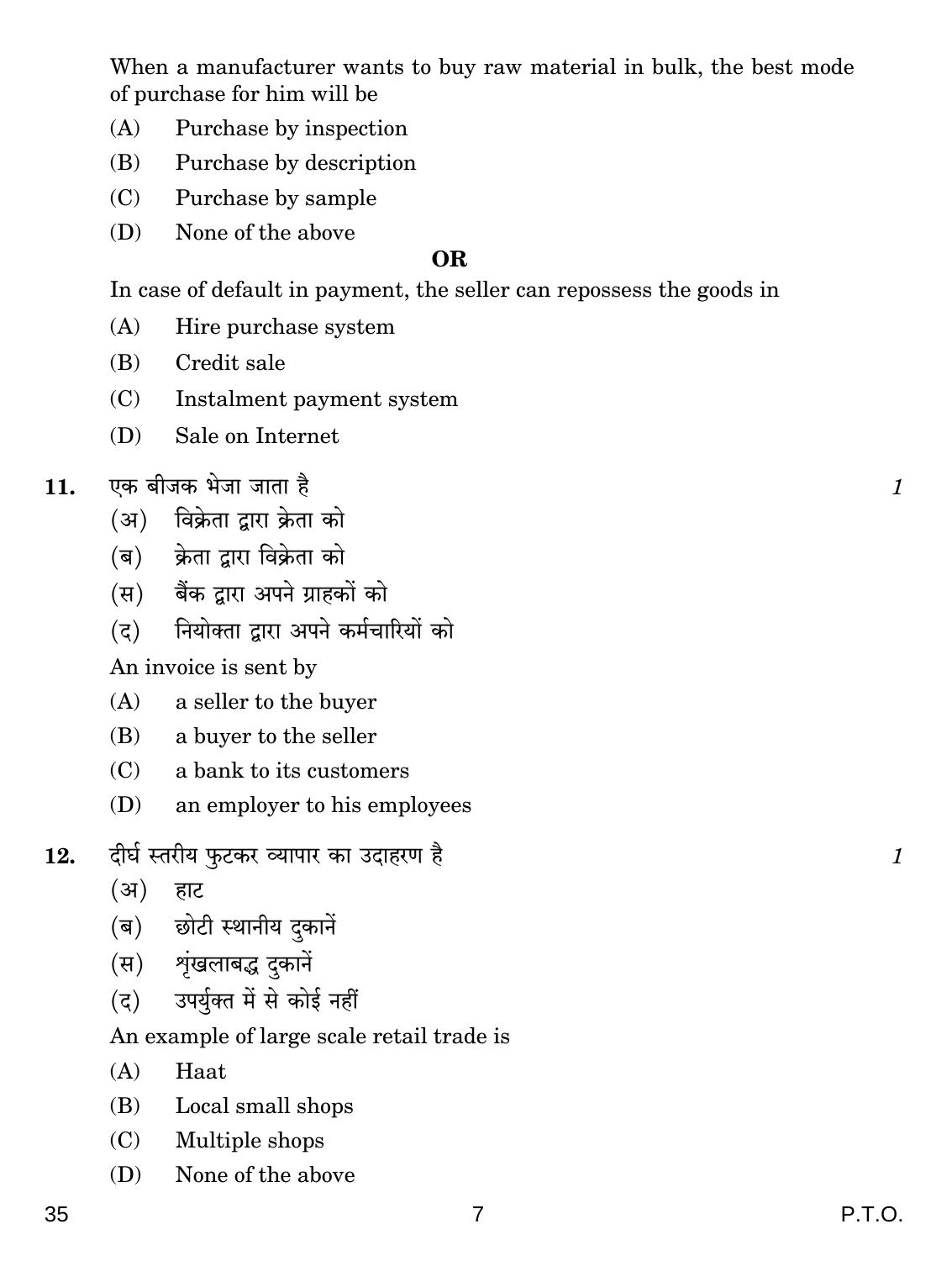When a manufacturer wants to buy raw material in bulk, the best mode of purchase for him will be

(A) Purchase by inspection

(B) Purchase by description

(C) Purchase by sample

(D) None of the above

**OR**

In case of default in payment, the seller can repossess the goods in

(A) Hire purchase system

(B) Credit sale

(C) Instalment payment system

(D) Sale on Internet

**11.** एक बीजक भेजा जाता है *1*

(अ) विक्रेता द्वारा क्रेता को

(ब) क्रेता द्वारा विक्रेता को

(स) बैंक द्वारा अपने ग्राहकों को

(द) नियोक्ता द्वारा अपने कर्मचारियों को

An invoice is sent by

(A) a seller to the buyer

(B) a buyer to the seller

(C) a bank to its customers

(D) an employer to his employees

**12.** दीर्घ स्तरीय फुटकर व्यापार का उदाहरण है *1*

(अ) हाट

(ब) छोटी स्थानीय दुकानें

(स) शृंखलाबद्ध दुकानें

(द) उपर्युक्त में से कोई नहीं

An example of large scale retail trade is

(A) Haat

(B) Local small shops

(C) Multiple shops

(D) None of the above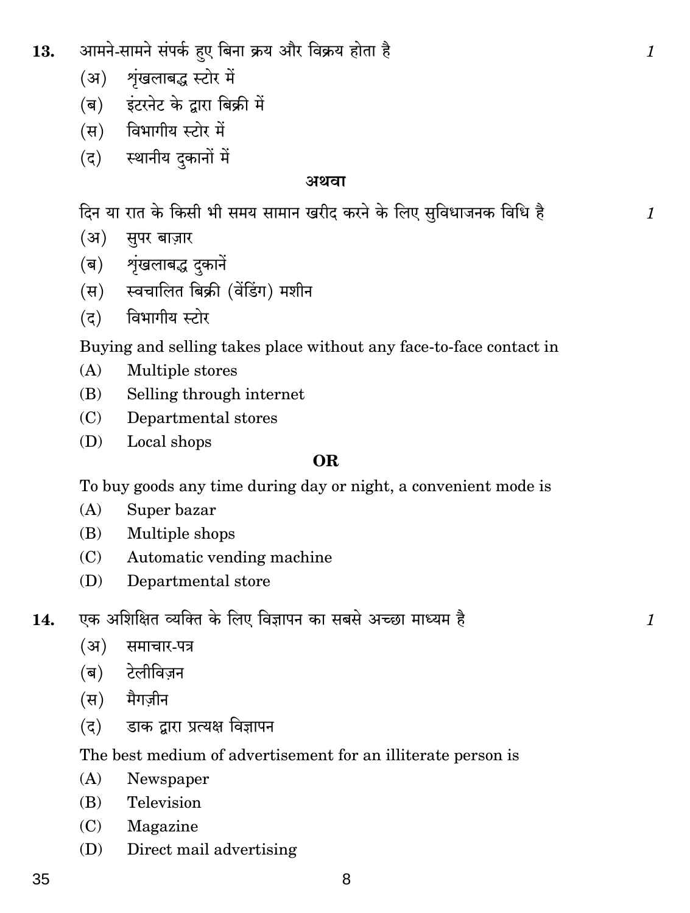**13.** आमने-सामने संपर्क हुए बिना क्रय और विक्रय होता है *1*

(अ) शृंखलाबद्ध स्टोर में

(ब) इंटरनेट के द्वारा बिक्री में

(स) विभागीय स्टोर में

(द) स्थानीय दुकानों में

**अथवा**

दिन या रात के किसी भी समय सामान खरीद करने के लिए सुविधाजनक विधि है *1*

(अ) सुपर बाज़ार

(ब) शृंखलाबद्ध दुकानें

(स) स्वचालित बिक्री (वेंडिंग) मशीन

(द) विभागीय स्टोर

Buying and selling takes place without any face-to-face contact in

(A) Multiple stores

(B) Selling through internet

(C) Departmental stores

(D) Local shops

**OR**

To buy goods any time during day or night, a convenient mode is

(A) Super bazar

(B) Multiple shops

(C) Automatic vending machine

(D) Departmental store

**14.** एक अशिक्षित व्यक्ति के लिए विज्ञापन का सबसे अच्छा माध्यम है *1*

(अ) समाचार-पत्र

(ब) टेलीविज़न

(स) मैगज़ीन

(द) डाक द्वारा प्रत्यक्ष विज्ञापन

The best medium of advertisement for an illiterate person is

(A) Newspaper

(B) Television

(C) Magazine

(D) Direct mail advertising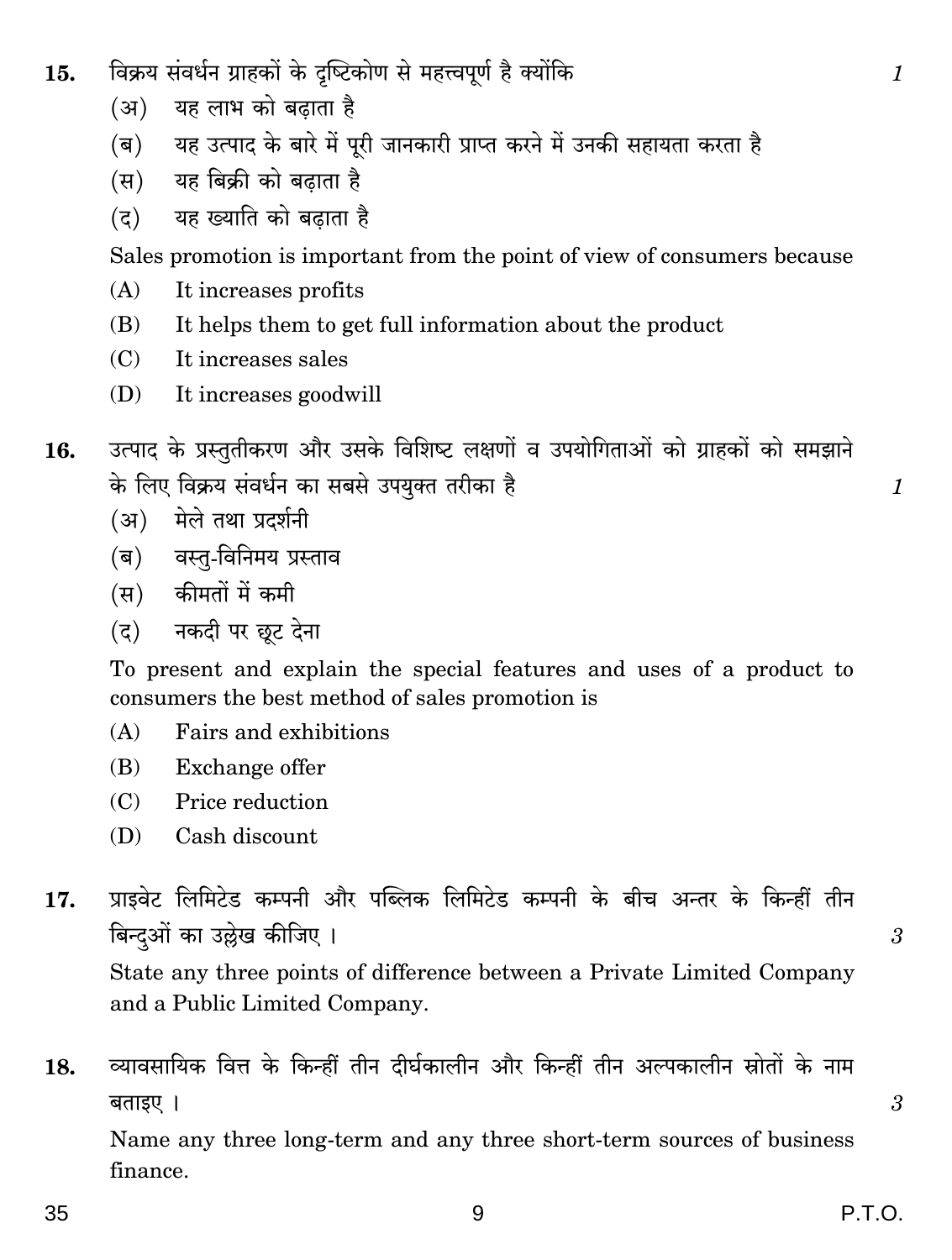**15.** विक्रय संवर्धन ग्राहकों के दृष्टिकोण से महत्त्वपूर्ण है क्योंकि *1*

(अ) यह लाभ को बढ़ाता है

(ब) यह उत्पाद के बारे में पूरी जानकारी प्राप्त करने में उनकी सहायता करता है

(स) यह बिक्री को बढ़ाता है

(द) यह ख्याति को बढ़ाता है

Sales promotion is important from the point of view of consumers because

(A) It increases profits

(B) It helps them to get full information about the product

(C) It increases sales

(D) It increases goodwill

**16.** उत्पाद के प्रस्तुतीकरण और उसके विशिष्ट लक्षणों व उपयोगिताओं को ग्राहकों को समझाने के लिए विक्रय संवर्धन का सबसे उपयुक्त तरीका है *1*

(अ) मेले तथा प्रदर्शनी

(ब) वस्तु-विनिमय प्रस्ताव

(स) कीमतों में कमी

(द) नकदी पर छूट देना

To present and explain the special features and uses of a product to consumers the best method of sales promotion is

(A) Fairs and exhibitions

(B) Exchange offer

(C) Price reduction

(D) Cash discount

**17.** प्राइवेट लिमिटेड कम्पनी और पब्लिक लिमिटेड कम्पनी के बीच अन्तर के किन्हीं तीन बिन्दुओं का उल्लेख कीजिए । *3*

State any three points of difference between a Private Limited Company and a Public Limited Company.

**18.** व्यावसायिक वित्त के किन्हीं तीन दीर्घकालीन और किन्हीं तीन अल्पकालीन स्रोतों के नाम बताइए । *3*

Name any three long-term and any three short-term sources of business finance.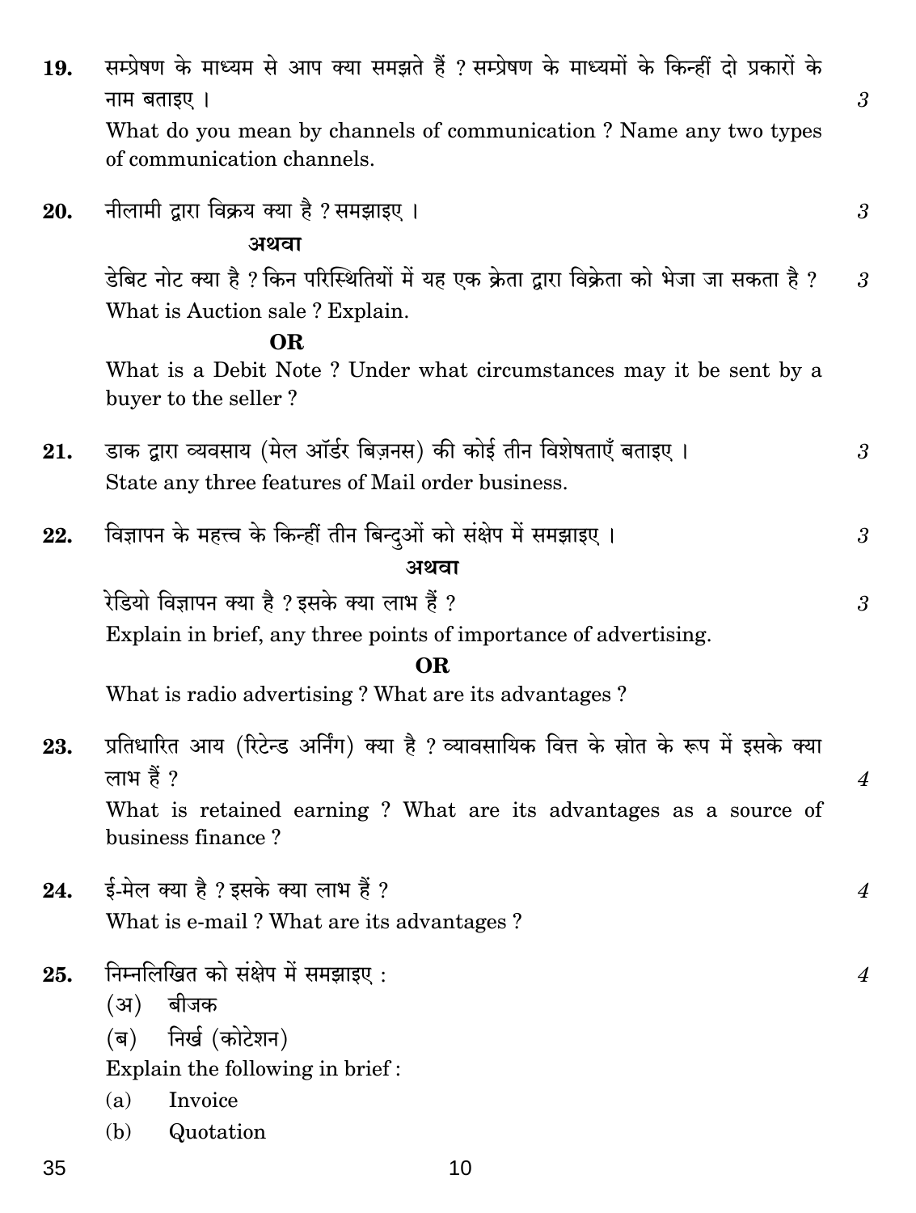**19.** सम्प्रेषण के माध्यम से आप क्या समझते हैं ? सम्प्रेषण के माध्यमों के किन्हीं दो प्रकारों के नाम बताइए । *3*

What do you mean by channels of communication ? Name any two types of communication channels.

**20.** नीलामी द्वारा विक्रय क्या है ? समझाइए । *3*

**अथवा**

डेबिट नोट क्या है ? किन परिस्थितियों में यह एक क्रेता द्वारा विक्रेता को भेजा जा सकता है ? *3*

What is Auction sale ? Explain.

**OR**

What is a Debit Note ? Under what circumstances may it be sent by a buyer to the seller ?

**21.** डाक द्वारा व्यवसाय (मेल ऑर्डर बिज़नस) की कोई तीन विशेषताएँ बताइए । *3*

State any three features of Mail order business.

**22.** विज्ञापन के महत्त्व के किन्हीं तीन बिन्दुओं को संक्षेप में समझाइए । *3*

**अथवा**

रेडियो विज्ञापन क्या है ? इसके क्या लाभ हैं ? *3*

Explain in brief, any three points of importance of advertising.

**OR**

What is radio advertising ? What are its advantages ?

**23.** प्रतिधारित आय (रिटेन्ड अर्निंग) क्या है ? व्यावसायिक वित्त के स्रोत के रूप में इसके क्या लाभ हैं ? *4*

What is retained earning ? What are its advantages as a source of business finance ?

**24.** ई-मेल क्या है ? इसके क्या लाभ हैं ? *4*

What is e-mail ? What are its advantages ?

**25.** निम्नलिखित को संक्षेप में समझाइए : *4*

(अ) बीजक

(ब) निर्ख (कोटेशन)

Explain the following in brief :

(a) Invoice

(b) Quotation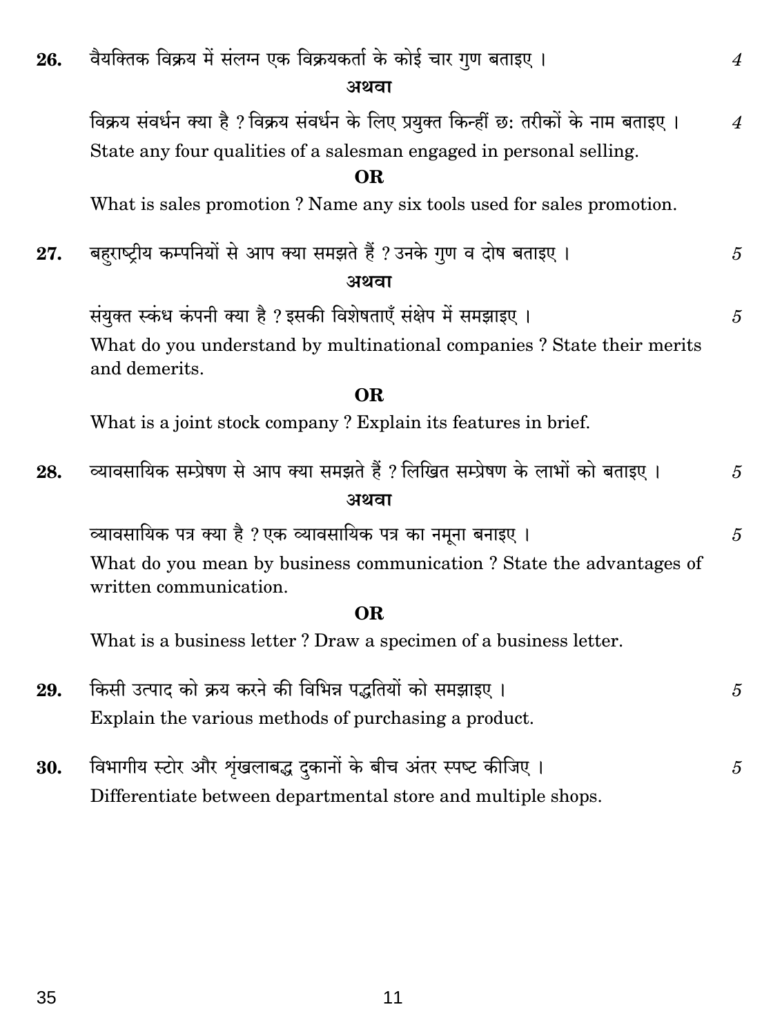26. वैयक्तिक विक्रय में संलग्न एक विक्रयकर्ता के कोई चार गुण बताइए । 4

**अथवा**

विक्रय संवर्धन क्या है ? विक्रय संवर्धन के लिए प्रयुक्त किन्हीं छः तरीकों के नाम बताइए । 4

State any four qualities of a salesman engaged in personal selling.

**OR**

What is sales promotion ? Name any six tools used for sales promotion.

27. बहुराष्ट्रीय कम्पनियों से आप क्या समझते हैं ? उनके गुण व दोष बताइए । 5

**अथवा**

संयुक्त स्कंध कंपनी क्या है ? इसकी विशेषताएँ संक्षेप में समझाइए । 5

What do you understand by multinational companies ? State their merits and demerits.

**OR**

What is a joint stock company ? Explain its features in brief.

28. व्यावसायिक सम्प्रेषण से आप क्या समझते हैं ? लिखित सम्प्रेषण के लाभों को बताइए । 5

**अथवा**

व्यावसायिक पत्र क्या है ? एक व्यावसायिक पत्र का नमूना बनाइए । 5

What do you mean by business communication ? State the advantages of written communication.

**OR**

What is a business letter ? Draw a specimen of a business letter.

29. किसी उत्पाद को क्रय करने की विभिन्न पद्धतियों को समझाइए । 5

Explain the various methods of purchasing a product.

30. विभागीय स्टोर और शृंखलाबद्ध दुकानों के बीच अंतर स्पष्ट कीजिए । 5

Differentiate between departmental store and multiple shops.